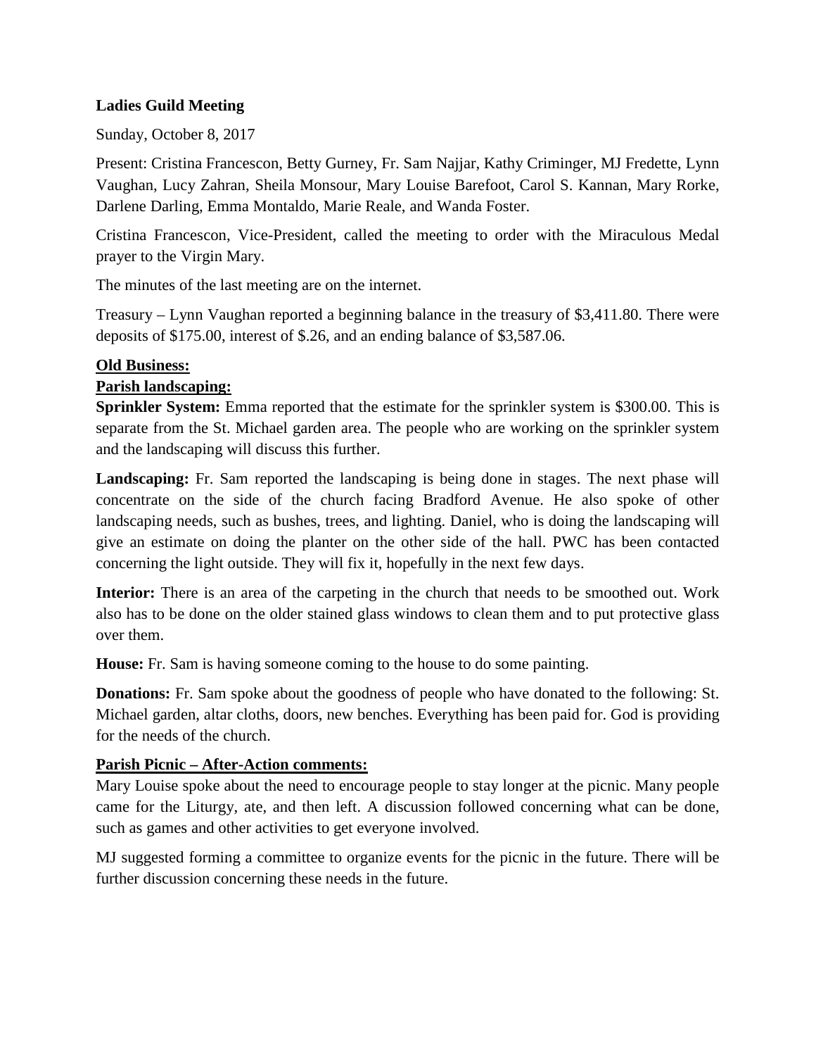**Ladies Guild Meeting**

Sunday, October 8, 2017

Present: Cristina Francescon, Betty Gurney, Fr. Sam Najjar, Kathy Criminger, MJ Fredette, Lynn Vaughan, Lucy Zahran, Sheila Monsour, Mary Louise Barefoot, Carol S. Kannan, Mary Rorke, Darlene Darling, Emma Montaldo, Marie Reale, and Wanda Foster.

Cristina Francescon, Vice-President, called the meeting to order with the Miraculous Medal prayer to the Virgin Mary.

The minutes of the last meeting are on the internet.

Treasury – Lynn Vaughan reported a beginning balance in the treasury of $3,411.80. There were deposits of $175.00, interest of $.26, and an ending balance of $3,587.06.

**Old Business:**

**Parish landscaping:**

**Sprinkler System:** Emma reported that the estimate for the sprinkler system is $300.00. This is separate from the St. Michael garden area. The people who are working on the sprinkler system and the landscaping will discuss this further.

**Landscaping:** Fr. Sam reported the landscaping is being done in stages. The next phase will concentrate on the side of the church facing Bradford Avenue. He also spoke of other landscaping needs, such as bushes, trees, and lighting. Daniel, who is doing the landscaping will give an estimate on doing the planter on the other side of the hall. PWC has been contacted concerning the light outside. They will fix it, hopefully in the next few days.

**Interior:** There is an area of the carpeting in the church that needs to be smoothed out. Work also has to be done on the older stained glass windows to clean them and to put protective glass over them.

**House:** Fr. Sam is having someone coming to the house to do some painting.

**Donations:** Fr. Sam spoke about the goodness of people who have donated to the following: St. Michael garden, altar cloths, doors, new benches. Everything has been paid for. God is providing for the needs of the church.

**Parish Picnic – After-Action comments:**

Mary Louise spoke about the need to encourage people to stay longer at the picnic. Many people came for the Liturgy, ate, and then left. A discussion followed concerning what can be done, such as games and other activities to get everyone involved.

MJ suggested forming a committee to organize events for the picnic in the future. There will be further discussion concerning these needs in the future.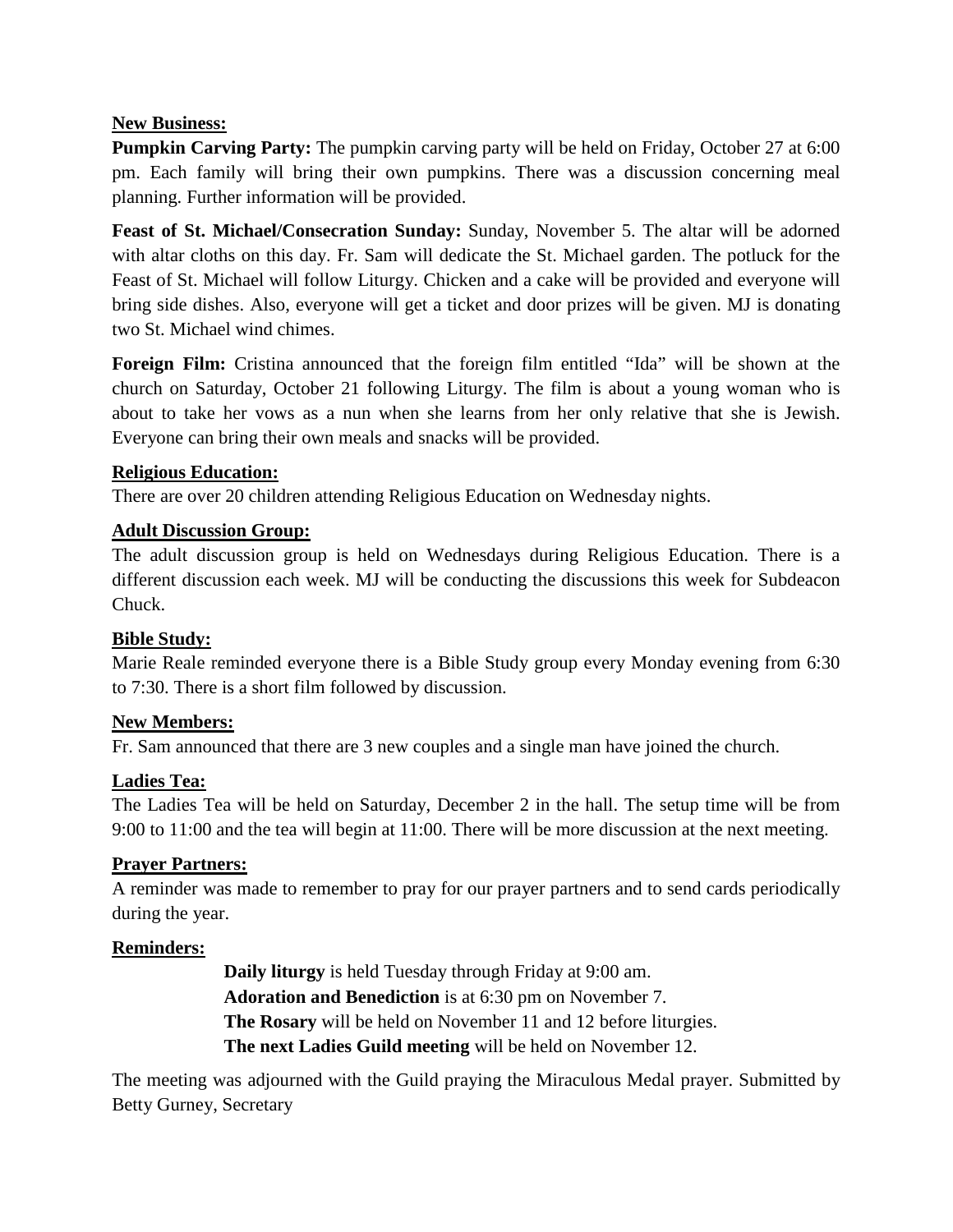**New Business:**

**Pumpkin Carving Party:** The pumpkin carving party will be held on Friday, October 27 at 6:00 pm. Each family will bring their own pumpkins. There was a discussion concerning meal planning. Further information will be provided.

**Feast of St. Michael/Consecration Sunday:** Sunday, November 5. The altar will be adorned with altar cloths on this day. Fr. Sam will dedicate the St. Michael garden. The potluck for the Feast of St. Michael will follow Liturgy. Chicken and a cake will be provided and everyone will bring side dishes. Also, everyone will get a ticket and door prizes will be given. MJ is donating two St. Michael wind chimes.

**Foreign Film:** Cristina announced that the foreign film entitled "Ida" will be shown at the church on Saturday, October 21 following Liturgy. The film is about a young woman who is about to take her vows as a nun when she learns from her only relative that she is Jewish. Everyone can bring their own meals and snacks will be provided.

**Religious Education:**

There are over 20 children attending Religious Education on Wednesday nights.

**Adult Discussion Group:**

The adult discussion group is held on Wednesdays during Religious Education. There is a different discussion each week. MJ will be conducting the discussions this week for Subdeacon Chuck.

**Bible Study:**

Marie Reale reminded everyone there is a Bible Study group every Monday evening from 6:30 to 7:30. There is a short film followed by discussion.

**New Members:**

Fr. Sam announced that there are 3 new couples and a single man have joined the church.

**Ladies Tea:**

The Ladies Tea will be held on Saturday, December 2 in the hall. The setup time will be from 9:00 to 11:00 and the tea will begin at 11:00. There will be more discussion at the next meeting.

**Prayer Partners:**

A reminder was made to remember to pray for our prayer partners and to send cards periodically during the year.

**Reminders:**

**Daily liturgy** is held Tuesday through Friday at 9:00 am.
**Adoration and Benediction** is at 6:30 pm on November 7.
**The Rosary** will be held on November 11 and 12 before liturgies.
**The next Ladies Guild meeting** will be held on November 12.

The meeting was adjourned with the Guild praying the Miraculous Medal prayer. Submitted by Betty Gurney, Secretary